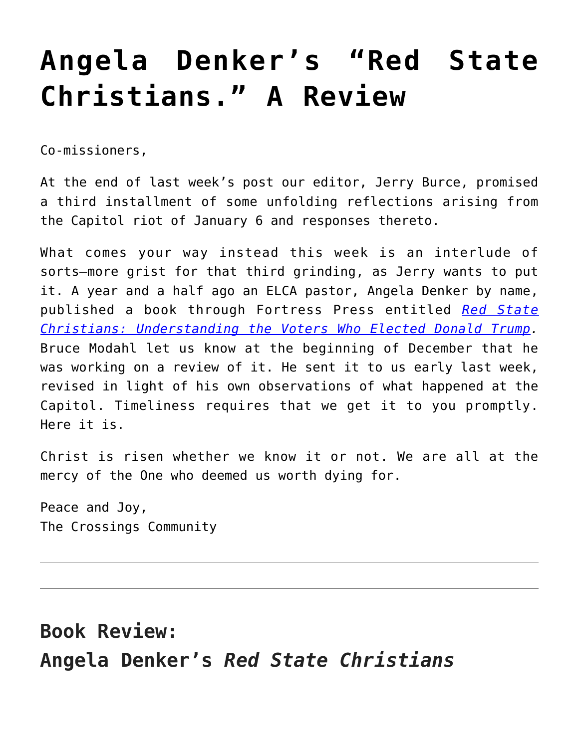# Angela Denker's "Red State Christians." A Review

Co-missioners,

At the end of last week's post our editor, Jerry Burce, promised a third installment of some unfolding reflections arising from the Capitol riot of January 6 and responses thereto.

What comes your way instead this week is an interlude of sorts—more grist for that third grinding, as Jerry wants to put it. A year and a half ago an ELCA pastor, Angela Denker by name, published a book through Fortress Press entitled *Red State Christians: Understanding the Voters Who Elected Donald Trump*. Bruce Modahl let us know at the beginning of December that he was working on a review of it. He sent it to us early last week, revised in light of his own observations of what happened at the Capitol. Timeliness requires that we get it to you promptly. Here it is.

Christ is risen whether we know it or not. We are all at the mercy of the One who deemed us worth dying for.

Peace and Joy,
The Crossings Community

---

---

## Book Review:
## Angela Denker's *Red State Christians*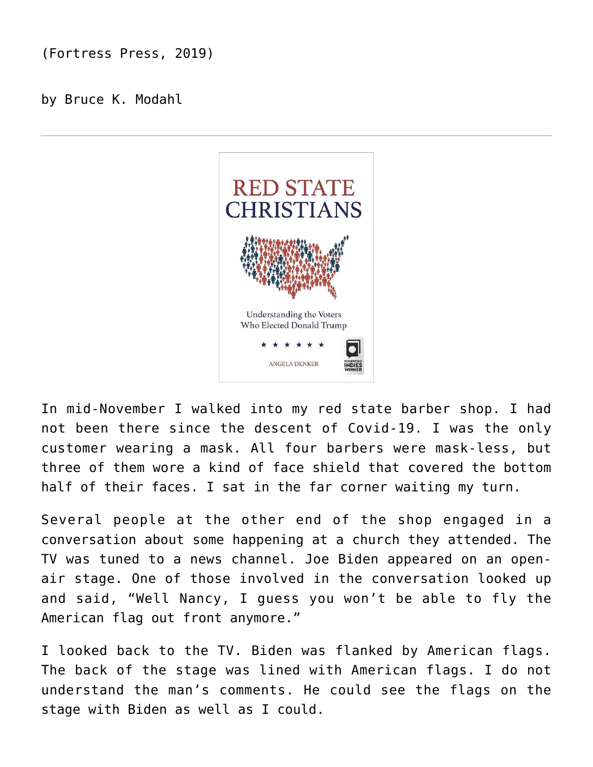(Fortress Press, 2019)

by Bruce K. Modahl

---

In mid-November I walked into my red state barber shop. I had not been there since the descent of Covid-19. I was the only customer wearing a mask. All four barbers were mask-less, but three of them wore a kind of face shield that covered the bottom half of their faces. I sat in the far corner waiting my turn.

Several people at the other end of the shop engaged in a conversation about some happening at a church they attended. The TV was tuned to a news channel. Joe Biden appeared on an open-air stage. One of those involved in the conversation looked up and said, "Well Nancy, I guess you won't be able to fly the American flag out front anymore."

I looked back to the TV. Biden was flanked by American flags. The back of the stage was lined with American flags. I do not understand the man's comments. He could see the flags on the stage with Biden as well as I could.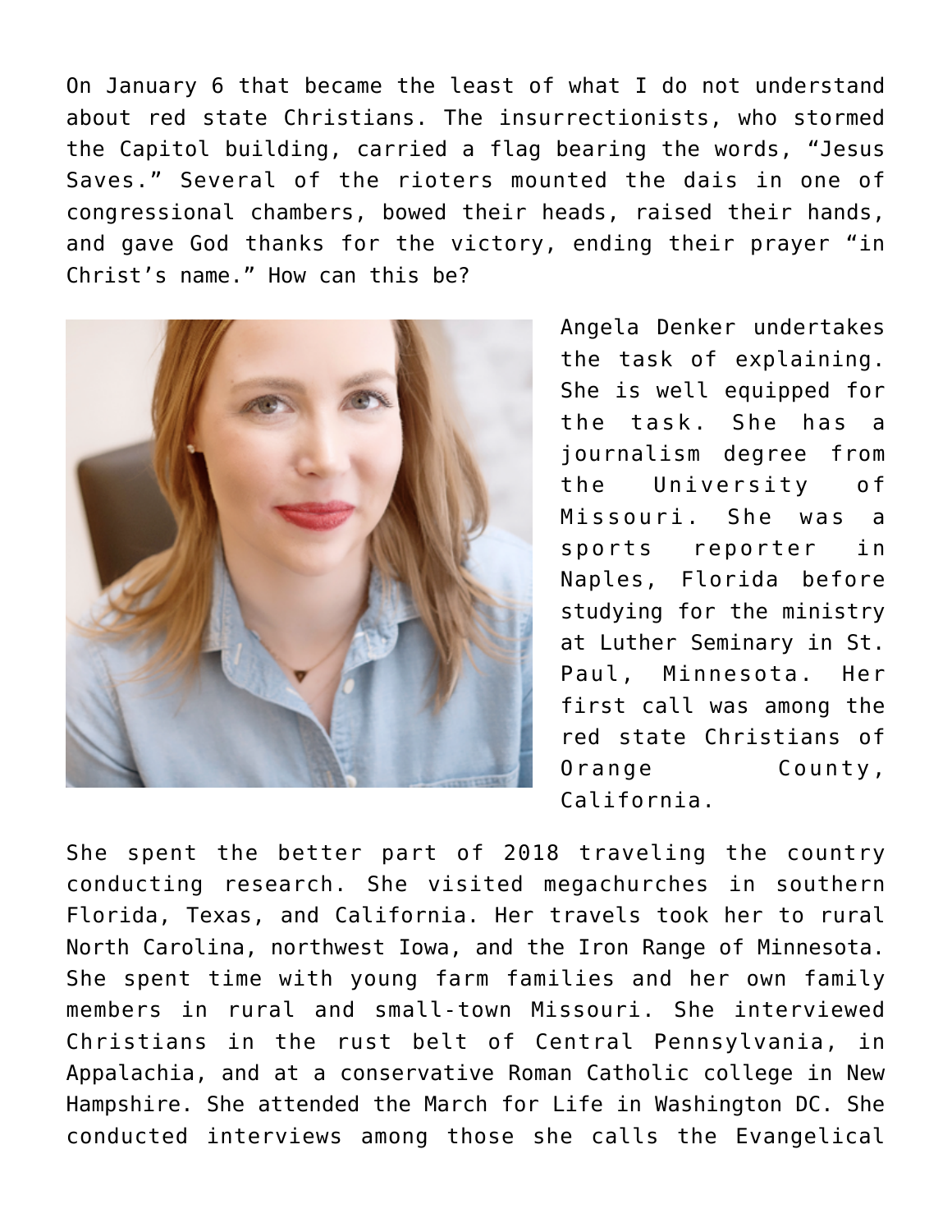On January 6 that became the least of what I do not understand about red state Christians. The insurrectionists, who stormed the Capitol building, carried a flag bearing the words, "Jesus Saves." Several of the rioters mounted the dais in one of congressional chambers, bowed their heads, raised their hands, and gave God thanks for the victory, ending their prayer "in Christ's name." How can this be?

Angela Denker undertakes the task of explaining. She is well equipped for the task. She has a journalism degree from the University of Missouri. She was a sports reporter in Naples, Florida before studying for the ministry at Luther Seminary in St. Paul, Minnesota. Her first call was among the red state Christians of Orange County, California.

She spent the better part of 2018 traveling the country conducting research. She visited megachurches in southern Florida, Texas, and California. Her travels took her to rural North Carolina, northwest Iowa, and the Iron Range of Minnesota. She spent time with young farm families and her own family members in rural and small-town Missouri. She interviewed Christians in the rust belt of Central Pennsylvania, in Appalachia, and at a conservative Roman Catholic college in New Hampshire. She attended the March for Life in Washington DC. She conducted interviews among those she calls the Evangelical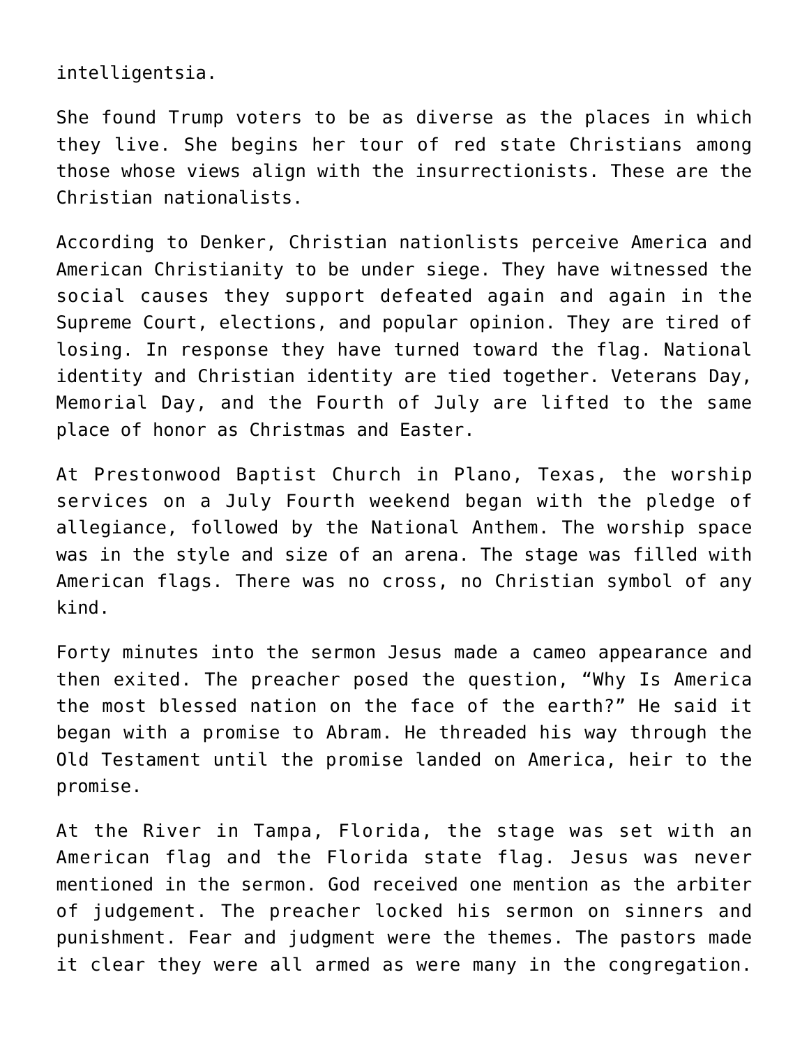intelligentsia.

She found Trump voters to be as diverse as the places in which they live. She begins her tour of red state Christians among those whose views align with the insurrectionists. These are the Christian nationalists.

According to Denker, Christian nationlists perceive America and American Christianity to be under siege. They have witnessed the social causes they support defeated again and again in the Supreme Court, elections, and popular opinion. They are tired of losing. In response they have turned toward the flag. National identity and Christian identity are tied together. Veterans Day, Memorial Day, and the Fourth of July are lifted to the same place of honor as Christmas and Easter.

At Prestonwood Baptist Church in Plano, Texas, the worship services on a July Fourth weekend began with the pledge of allegiance, followed by the National Anthem. The worship space was in the style and size of an arena. The stage was filled with American flags. There was no cross, no Christian symbol of any kind.

Forty minutes into the sermon Jesus made a cameo appearance and then exited. The preacher posed the question, "Why Is America the most blessed nation on the face of the earth?" He said it began with a promise to Abram. He threaded his way through the Old Testament until the promise landed on America, heir to the promise.

At the River in Tampa, Florida, the stage was set with an American flag and the Florida state flag. Jesus was never mentioned in the sermon. God received one mention as the arbiter of judgement. The preacher locked his sermon on sinners and punishment. Fear and judgment were the themes. The pastors made it clear they were all armed as were many in the congregation.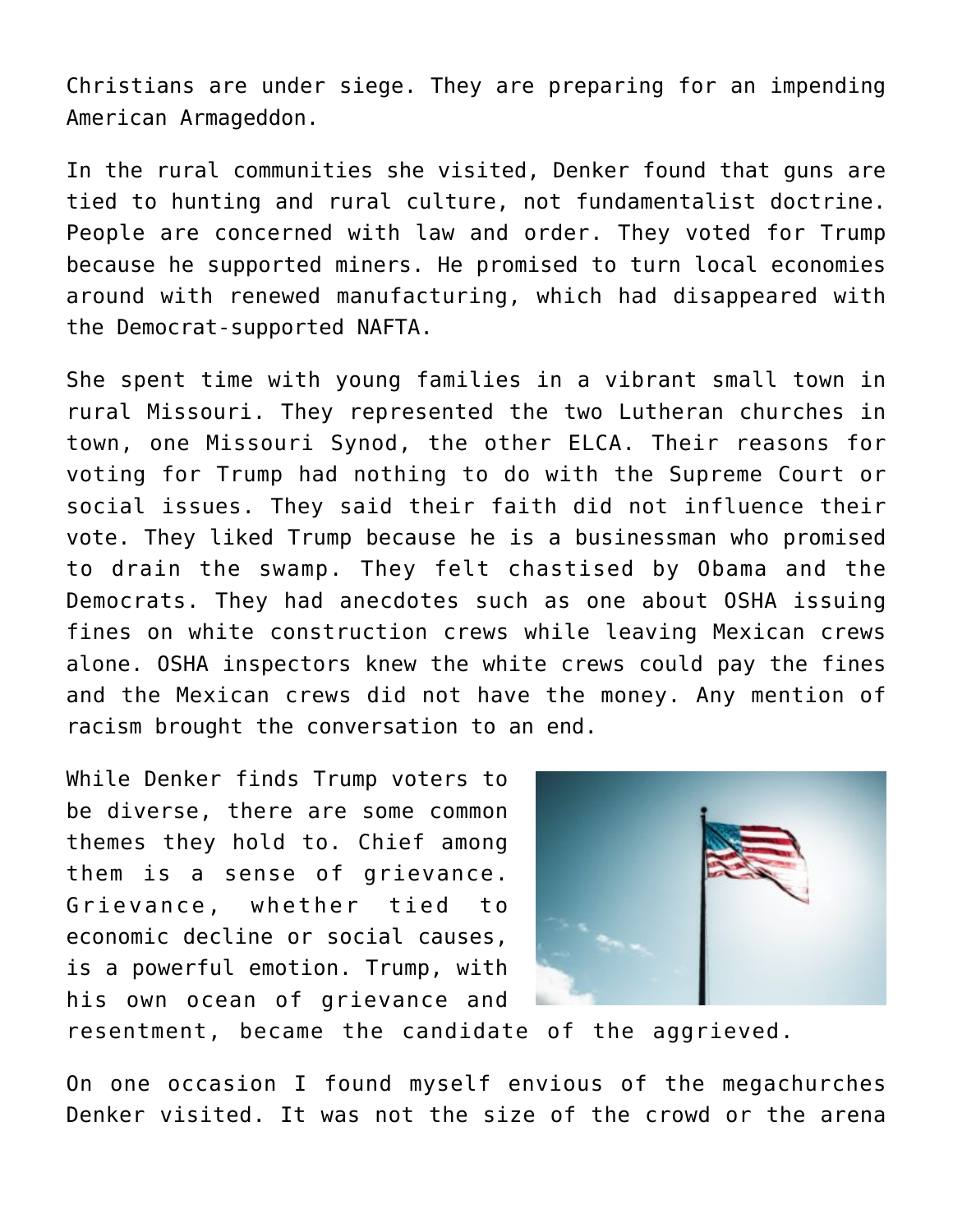Christians are under siege. They are preparing for an impending American Armageddon.

In the rural communities she visited, Denker found that guns are tied to hunting and rural culture, not fundamentalist doctrine. People are concerned with law and order. They voted for Trump because he supported miners. He promised to turn local economies around with renewed manufacturing, which had disappeared with the Democrat-supported NAFTA.

She spent time with young families in a vibrant small town in rural Missouri. They represented the two Lutheran churches in town, one Missouri Synod, the other ELCA. Their reasons for voting for Trump had nothing to do with the Supreme Court or social issues. They said their faith did not influence their vote. They liked Trump because he is a businessman who promised to drain the swamp. They felt chastised by Obama and the Democrats. They had anecdotes such as one about OSHA issuing fines on white construction crews while leaving Mexican crews alone. OSHA inspectors knew the white crews could pay the fines and the Mexican crews did not have the money. Any mention of racism brought the conversation to an end.

While Denker finds Trump voters to be diverse, there are some common themes they hold to. Chief among them is a sense of grievance. Grievance, whether tied to economic decline or social causes, is a powerful emotion. Trump, with his own ocean of grievance and resentment, became the candidate of the aggrieved.

On one occasion I found myself envious of the megachurches Denker visited. It was not the size of the crowd or the arena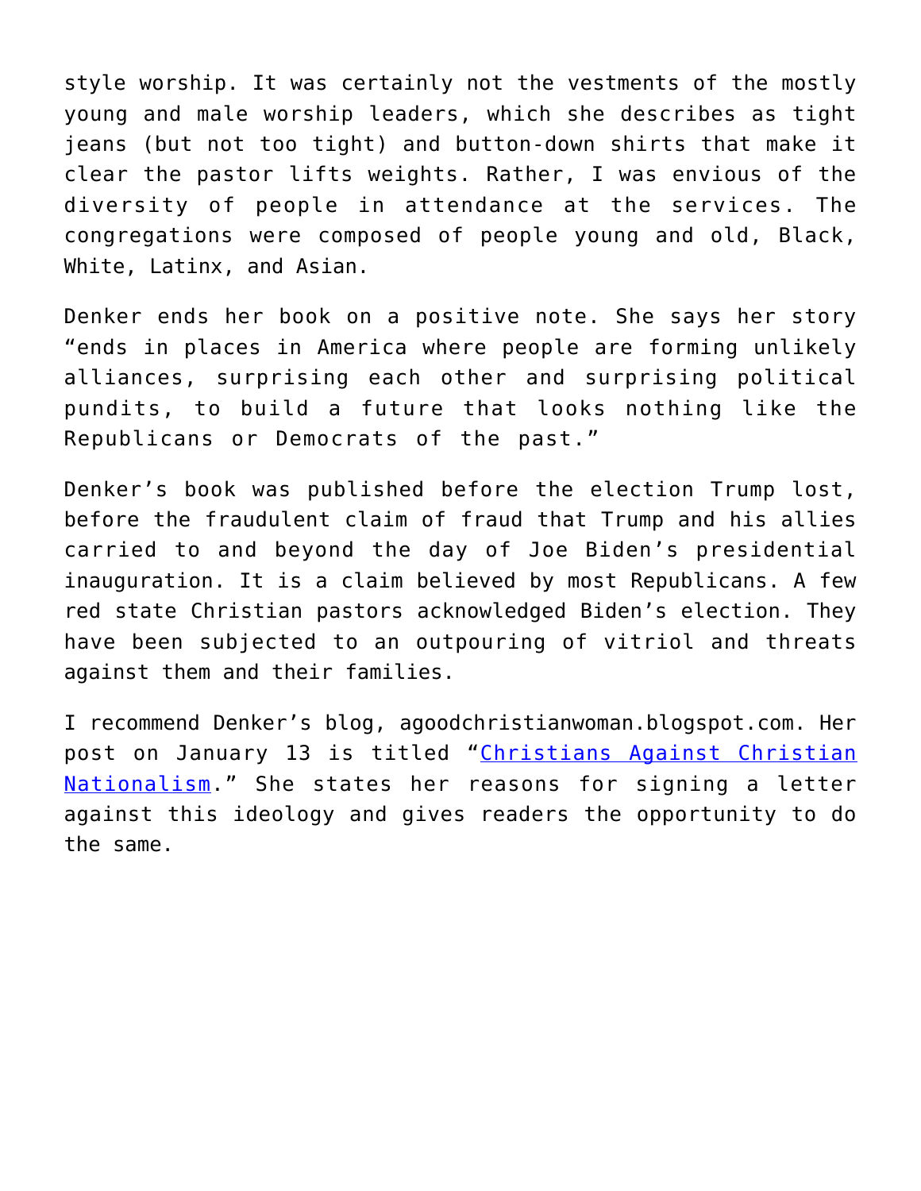style worship. It was certainly not the vestments of the mostly young and male worship leaders, which she describes as tight jeans (but not too tight) and button-down shirts that make it clear the pastor lifts weights. Rather, I was envious of the diversity of people in attendance at the services. The congregations were composed of people young and old, Black, White, Latinx, and Asian.

Denker ends her book on a positive note. She says her story "ends in places in America where people are forming unlikely alliances, surprising each other and surprising political pundits, to build a future that looks nothing like the Republicans or Democrats of the past."

Denker's book was published before the election Trump lost, before the fraudulent claim of fraud that Trump and his allies carried to and beyond the day of Joe Biden's presidential inauguration. It is a claim believed by most Republicans. A few red state Christian pastors acknowledged Biden's election. They have been subjected to an outpouring of vitriol and threats against them and their families.

I recommend Denker's blog, agoodchristianwoman.blogspot.com. Her post on January 13 is titled "Christians Against Christian Nationalism." She states her reasons for signing a letter against this ideology and gives readers the opportunity to do the same.